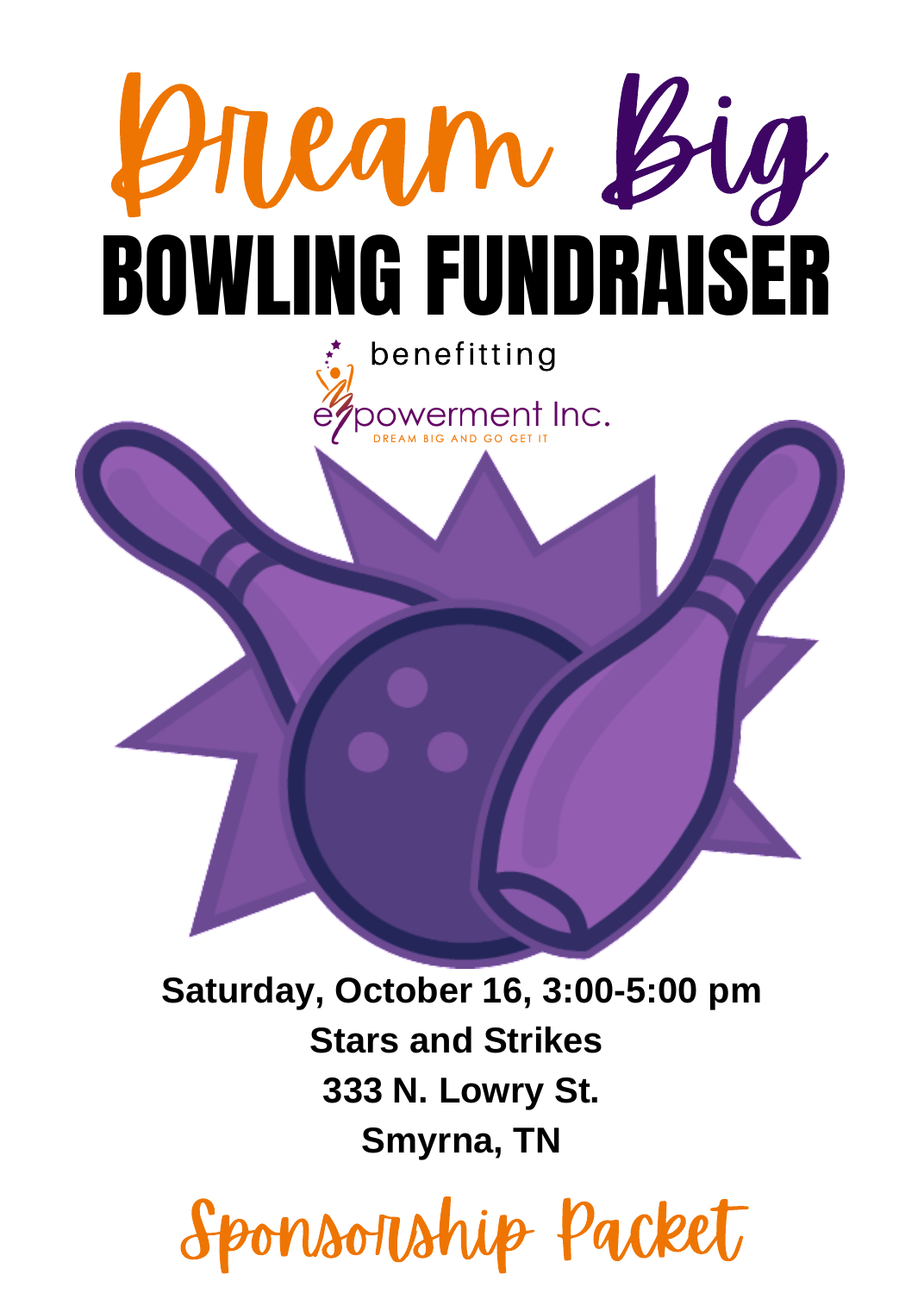# Dream Big

# BOWLING FUNDRAISER

benefitting

empowerment Inc.

DREAM BIG AND GO GET IT

**Saturday, October 16, 3:00-5:00 pm**

**Stars and Strikes**

**333 N. Lowry St.**

**Smyrna, TN**

## Sponsorship Packet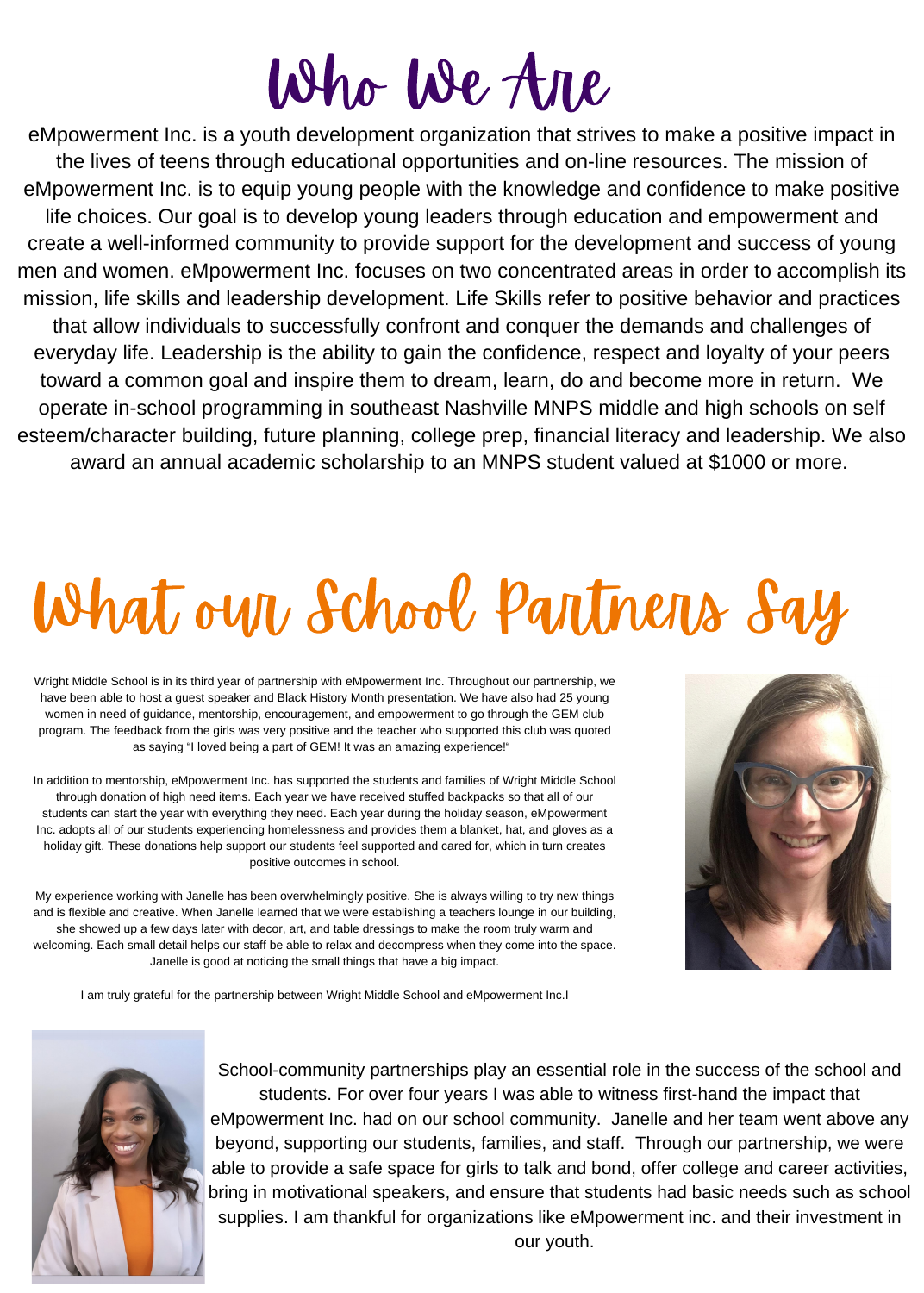# Who We Are

eMpowerment Inc. is a youth development organization that strives to make a positive impact in the lives of teens through educational opportunities and on-line resources. The mission of eMpowerment Inc. is to equip young people with the knowledge and confidence to make positive life choices. Our goal is to develop young leaders through education and empowerment and create a well-informed community to provide support for the development and success of young men and women. eMpowerment Inc. focuses on two concentrated areas in order to accomplish its mission, life skills and leadership development. Life Skills refer to positive behavior and practices that allow individuals to successfully confront and conquer the demands and challenges of everyday life. Leadership is the ability to gain the confidence, respect and loyalty of your peers toward a common goal and inspire them to dream, learn, do and become more in return. We operate in-school programming in southeast Nashville MNPS middle and high schools on self esteem/character building, future planning, college prep, financial literacy and leadership. We also award an annual academic scholarship to an MNPS student valued at $1000 or more.

# What our School Partners Say

Wright Middle School is in its third year of partnership with eMpowerment Inc. Throughout our partnership, we have been able to host a guest speaker and Black History Month presentation. We have also had 25 young women in need of guidance, mentorship, encouragement, and empowerment to go through the GEM club program. The feedback from the girls was very positive and the teacher who supported this club was quoted as saying "I loved being a part of GEM! It was an amazing experience!"

In addition to mentorship, eMpowerment Inc. has supported the students and families of Wright Middle School through donation of high need items. Each year we have received stuffed backpacks so that all of our students can start the year with everything they need. Each year during the holiday season, eMpowerment Inc. adopts all of our students experiencing homelessness and provides them a blanket, hat, and gloves as a holiday gift. These donations help support our students feel supported and cared for, which in turn creates positive outcomes in school.

My experience working with Janelle has been overwhelmingly positive. She is always willing to try new things and is flexible and creative. When Janelle learned that we were establishing a teachers lounge in our building, she showed up a few days later with decor, art, and table dressings to make the room truly warm and welcoming. Each small detail helps our staff be able to relax and decompress when they come into the space. Janelle is good at noticing the small things that have a big impact.

I am truly grateful for the partnership between Wright Middle School and eMpowerment Inc.l

School-community partnerships play an essential role in the success of the school and students. For over four years I was able to witness first-hand the impact that eMpowerment Inc. had on our school community. Janelle and her team went above any beyond, supporting our students, families, and staff. Through our partnership, we were able to provide a safe space for girls to talk and bond, offer college and career activities, bring in motivational speakers, and ensure that students had basic needs such as school supplies. I am thankful for organizations like eMpowerment inc. and their investment in our youth.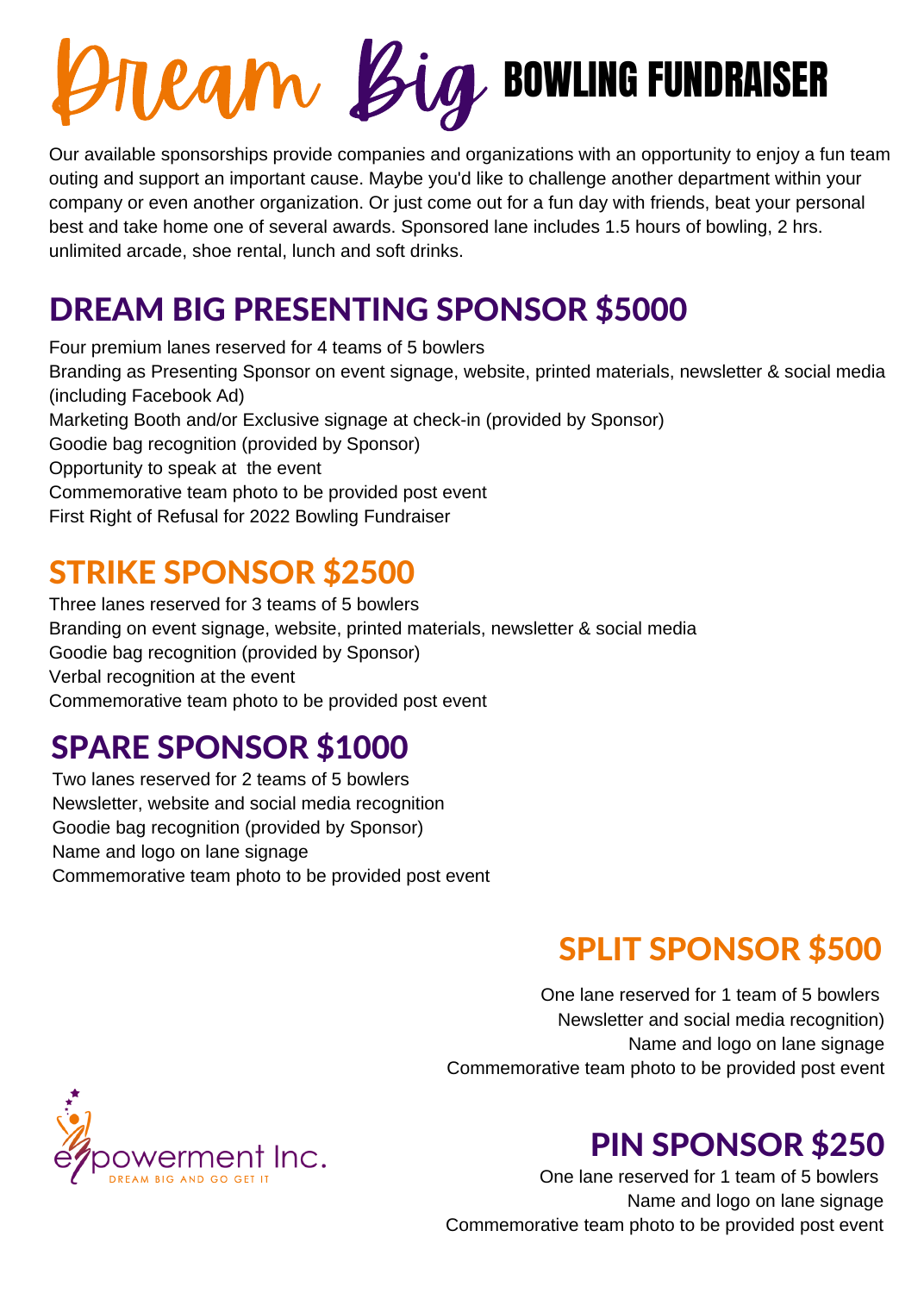# Dream Big BOWLING FUNDRAISER

Our available sponsorships provide companies and organizations with an opportunity to enjoy a fun team outing and support an important cause. Maybe you'd like to challenge another department within your company or even another organization. Or just come out for a fun day with friends, beat your personal best and take home one of several awards. Sponsored lane includes 1.5 hours of bowling, 2 hrs. unlimited arcade, shoe rental, lunch and soft drinks.

## DREAM BIG PRESENTING SPONSOR $5000

Four premium lanes reserved for 4 teams of 5 bowlers
Branding as Presenting Sponsor on event signage, website, printed materials, newsletter & social media (including Facebook Ad)
Marketing Booth and/or Exclusive signage at check-in (provided by Sponsor)
Goodie bag recognition (provided by Sponsor)
Opportunity to speak at the event
Commemorative team photo to be provided post event
First Right of Refusal for 2022 Bowling Fundraiser

## STRIKE SPONSOR $2500

Three lanes reserved for 3 teams of 5 bowlers
Branding on event signage, website, printed materials, newsletter & social media
Goodie bag recognition (provided by Sponsor)
Verbal recognition at the event
Commemorative team photo to be provided post event

## SPARE SPONSOR $1000

Two lanes reserved for 2 teams of 5 bowlers
Newsletter, website and social media recognition
Goodie bag recognition (provided by Sponsor)
Name and logo on lane signage
Commemorative team photo to be provided post event

## SPLIT SPONSOR $500

One lane reserved for 1 team of 5 bowlers
Newsletter and social media recognition)
Name and logo on lane signage
Commemorative team photo to be provided post event

empowerment Inc.
DREAM BIG AND GO GET IT

## PIN SPONSOR $250

One lane reserved for 1 team of 5 bowlers
Name and logo on lane signage
Commemorative team photo to be provided post event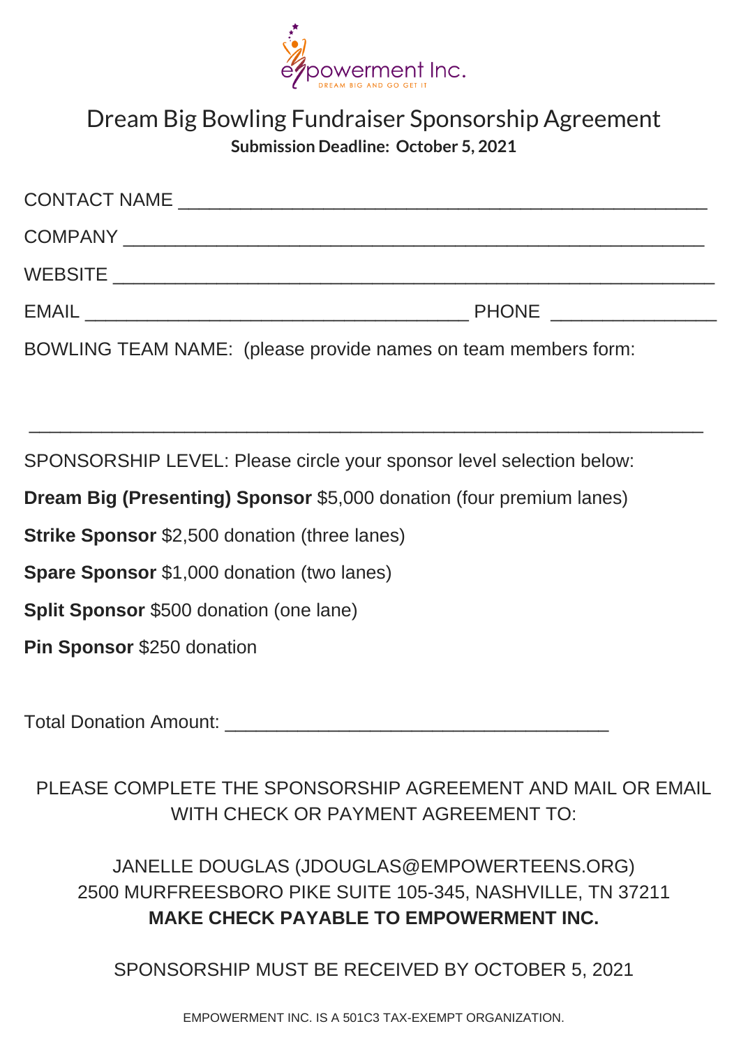empowerment Inc.

DREAM BIG AND GO GET IT

# Dream Big Bowling Fundraiser Sponsorship Agreement

**Submission Deadline: October 5, 2021**

CONTACT NAME ______________________________________________

COMPANY ______________________________________________

WEBSITE ______________________________________________

EMAIL ______________________________ PHONE ______________

BOWLING TEAM NAME: (please provide names on team members form:

______________________________________________

SPONSORSHIP LEVEL: Please circle your sponsor level selection below:

**Dream Big (Presenting) Sponsor** $5,000 donation (four premium lanes)

**Strike Sponsor** $2,500 donation (three lanes)

**Spare Sponsor** $1,000 donation (two lanes)

**Split Sponsor** $500 donation (one lane)

**Pin Sponsor** $250 donation

Total Donation Amount: ______________________________

PLEASE COMPLETE THE SPONSORSHIP AGREEMENT AND MAIL OR EMAIL WITH CHECK OR PAYMENT AGREEMENT TO:

JANELLE DOUGLAS (JDOUGLAS@EMPOWERTEENS.ORG)
2500 MURFREESBORO PIKE SUITE 105-345, NASHVILLE, TN 37211
**MAKE CHECK PAYABLE TO EMPOWERMENT INC.**

SPONSORSHIP MUST BE RECEIVED BY OCTOBER 5, 2021

EMPOWERMENT INC. IS A 501C3 TAX-EXEMPT ORGANIZATION.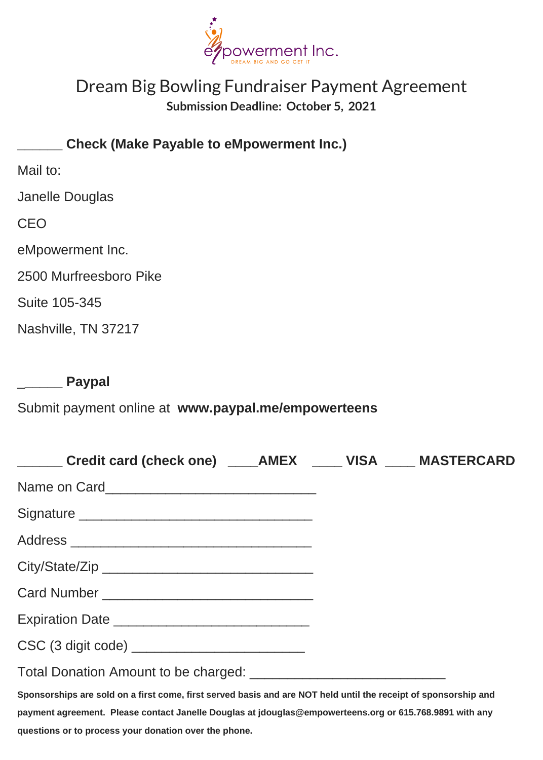eMpowerment Inc.
DREAM BIG AND GO GET IT

# Dream Big Bowling Fundraiser Payment Agreement

**Submission Deadline: October 5, 2021**

______ **Check (Make Payable to eMpowerment Inc.)**

Mail to:

Janelle Douglas

CEO

eMpowerment Inc.

2500 Murfreesboro Pike

Suite 105-345

Nashville, TN 37217

______ **Paypal**

Submit payment online at **www.paypal.me/empowerteens**

______ **Credit card (check one)** ____**AMEX** ____ **VISA** ____ **MASTERCARD**

Name on Card____________________________

Signature _______________________________

Address ________________________________

City/State/Zip ____________________________

Card Number _____________________________

Expiration Date ___________________________

CSC (3 digit code) _______________________

Total Donation Amount to be charged: __________________________

**Sponsorships are sold on a first come, first served basis and are NOT held until the receipt of sponsorship and payment agreement. Please contact Janelle Douglas at jdouglas@empowerteens.org or 615.768.9891 with any questions or to process your donation over the phone.**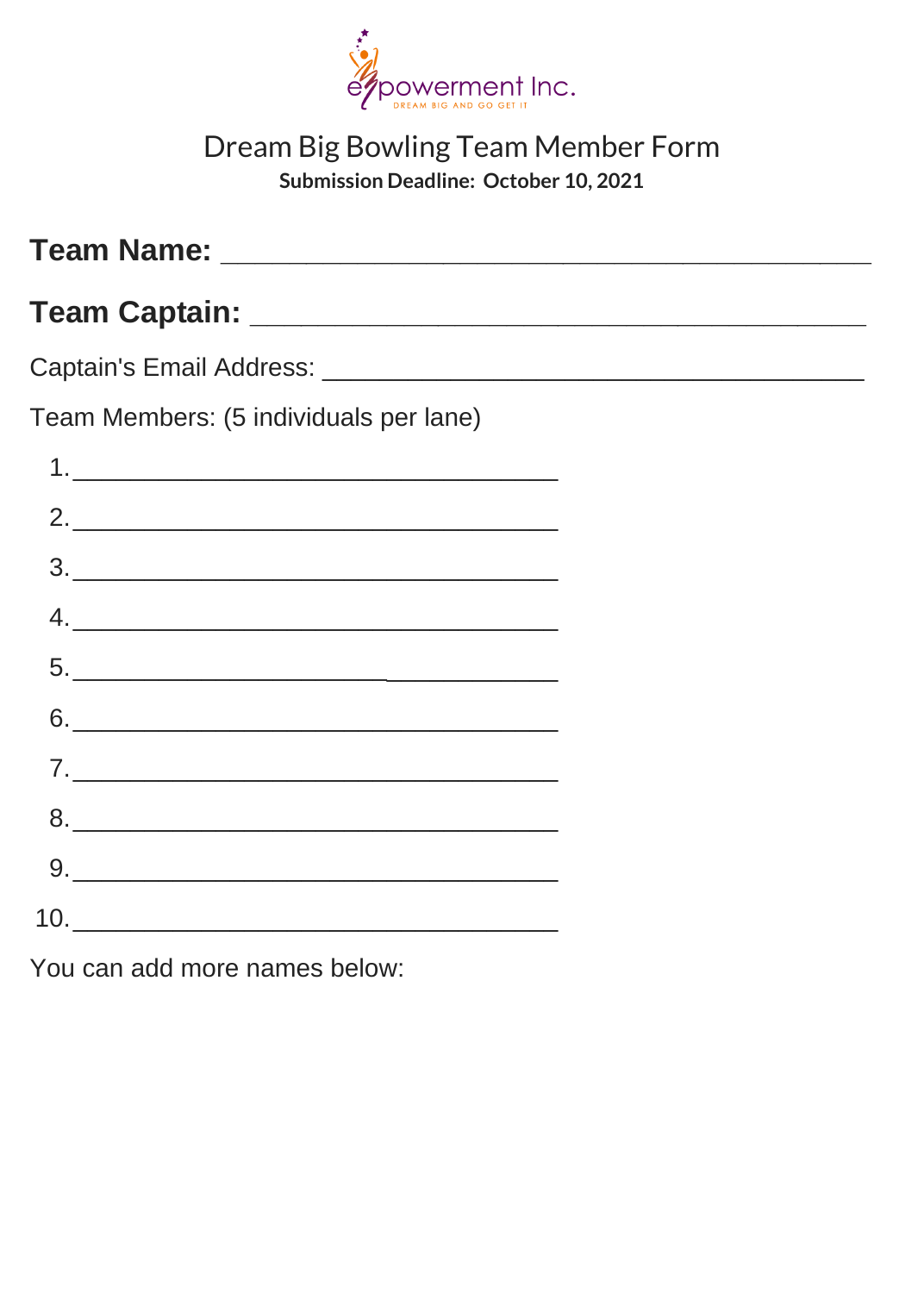empowerment Inc.

DREAM BIG AND GO GET IT

# Dream Big Bowling Team Member Form

**Submission Deadline: October 10, 2021**

**Team Name:** ___________________________________________

**Team Captain:** _________________________________________

Captain's Email Address: ____________________________________

Team Members: (5 individuals per lane)

1. ________________________________
2. ________________________________
3. ________________________________
4. ________________________________
5. ________________________________
6. ________________________________
7. ________________________________
8. ________________________________
9. ________________________________
10. ________________________________

You can add more names below: